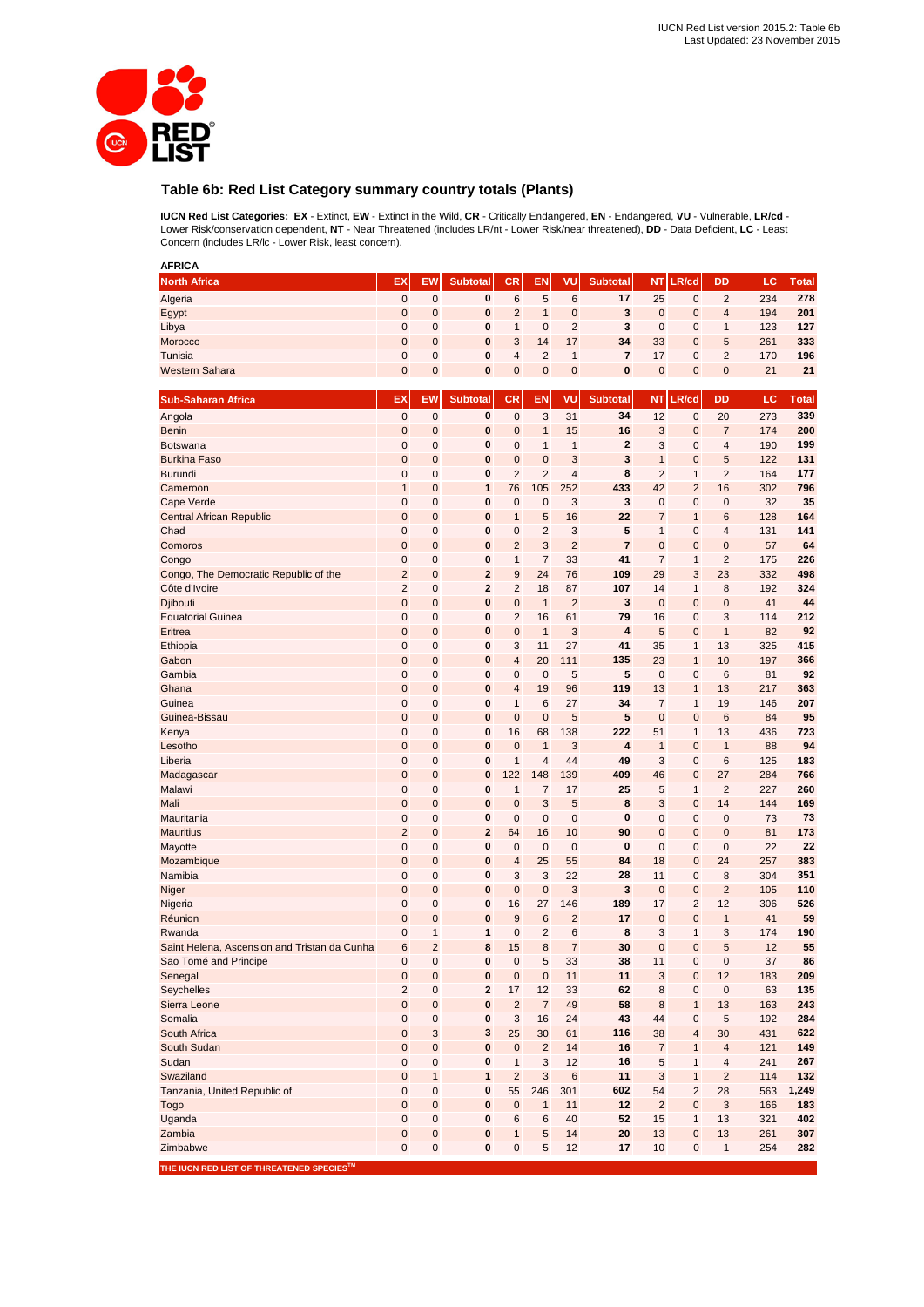## Table 6b: Red List Category summary country totals (Plants)

**IUCN Red List Categories: EX** - Extinct, **EW** - Extinct in the Wild, **CR** - Critically Endangered, **EN** - Endangered, **VU** - Vulnerable, **LR/cd** - Lower Risk/conservation dependent, **NT** - Near Threatened (includes LR/nt - Lower Risk/near threatened), **DD** - Data Deficient, **LC** - Least Concern (includes LR/lc - Lower Risk, least concern).

**AFRICA**

| North Africa | EX | EW | Subtotal | CR | EN | VU | Subtotal | NT | LR/cd | DD | LC | Total |
|---|---|---|---|---|---|---|---|---|---|---|---|---|
| Algeria | 0 | 0 | **0** | 6 | 5 | 6 | **17** | 25 | 0 | 2 | 234 | **278** |
| Egypt | 0 | 0 | **0** | 2 | 1 | 0 | **3** | 0 | 0 | 4 | 194 | **201** |
| Libya | 0 | 0 | **0** | 1 | 0 | 2 | **3** | 0 | 0 | 1 | 123 | **127** |
| Morocco | 0 | 0 | **0** | 3 | 14 | 17 | **34** | 33 | 0 | 5 | 261 | **333** |
| Tunisia | 0 | 0 | **0** | 4 | 2 | 1 | **7** | 17 | 0 | 2 | 170 | **196** |
| Western Sahara | 0 | 0 | **0** | 0 | 0 | 0 | **0** | 0 | 0 | 0 | 21 | **21** |

| Sub-Saharan Africa | EX | EW | Subtotal | CR | EN | VU | Subtotal | NT | LR/cd | DD | LC | Total |
|---|---|---|---|---|---|---|---|---|---|---|---|---|
| Angola | 0 | 0 | **0** | 0 | 3 | 31 | **34** | 12 | 0 | 20 | 273 | **339** |
| Benin | 0 | 0 | **0** | 0 | 1 | 15 | **16** | 3 | 0 | 7 | 174 | **200** |
| Botswana | 0 | 0 | **0** | 0 | 1 | 1 | **2** | 3 | 0 | 4 | 190 | **199** |
| Burkina Faso | 0 | 0 | **0** | 0 | 0 | 3 | **3** | 1 | 0 | 5 | 122 | **131** |
| Burundi | 0 | 0 | **0** | 2 | 2 | 4 | **8** | 2 | 1 | 2 | 164 | **177** |
| Cameroon | 1 | 0 | **1** | 76 | 105 | 252 | **433** | 42 | 2 | 16 | 302 | **796** |
| Cape Verde | 0 | 0 | **0** | 0 | 0 | 3 | **3** | 0 | 0 | 0 | 32 | **35** |
| Central African Republic | 0 | 0 | **0** | 1 | 5 | 16 | **22** | 7 | 1 | 6 | 128 | **164** |
| Chad | 0 | 0 | **0** | 0 | 2 | 3 | **5** | 1 | 0 | 4 | 131 | **141** |
| Comoros | 0 | 0 | **0** | 2 | 3 | 2 | **7** | 0 | 0 | 0 | 57 | **64** |
| Congo | 0 | 0 | **0** | 1 | 7 | 33 | **41** | 7 | 1 | 2 | 175 | **226** |
| Congo, The Democratic Republic of the | 2 | 0 | **2** | 9 | 24 | 76 | **109** | 29 | 3 | 23 | 332 | **498** |
| Côte d'Ivoire | 2 | 0 | **2** | 2 | 18 | 87 | **107** | 14 | 1 | 8 | 192 | **324** |
| Djibouti | 0 | 0 | **0** | 0 | 1 | 2 | **3** | 0 | 0 | 0 | 41 | **44** |
| Equatorial Guinea | 0 | 0 | **0** | 2 | 16 | 61 | **79** | 16 | 0 | 3 | 114 | **212** |
| Eritrea | 0 | 0 | **0** | 0 | 1 | 3 | **4** | 5 | 0 | 1 | 82 | **92** |
| Ethiopia | 0 | 0 | **0** | 3 | 11 | 27 | **41** | 35 | 1 | 13 | 325 | **415** |
| Gabon | 0 | 0 | **0** | 4 | 20 | 111 | **135** | 23 | 1 | 10 | 197 | **366** |
| Gambia | 0 | 0 | **0** | 0 | 0 | 5 | **5** | 0 | 0 | 6 | 81 | **92** |
| Ghana | 0 | 0 | **0** | 4 | 19 | 96 | **119** | 13 | 1 | 13 | 217 | **363** |
| Guinea | 0 | 0 | **0** | 1 | 6 | 27 | **34** | 7 | 1 | 19 | 146 | **207** |
| Guinea-Bissau | 0 | 0 | **0** | 0 | 0 | 5 | **5** | 0 | 0 | 6 | 84 | **95** |
| Kenya | 0 | 0 | **0** | 16 | 68 | 138 | **222** | 51 | 1 | 13 | 436 | **723** |
| Lesotho | 0 | 0 | **0** | 0 | 1 | 3 | **4** | 1 | 0 | 1 | 88 | **94** |
| Liberia | 0 | 0 | **0** | 1 | 4 | 44 | **49** | 3 | 0 | 6 | 125 | **183** |
| Madagascar | 0 | 0 | **0** | 122 | 148 | 139 | **409** | 46 | 0 | 27 | 284 | **766** |
| Malawi | 0 | 0 | **0** | 1 | 7 | 17 | **25** | 5 | 1 | 2 | 227 | **260** |
| Mali | 0 | 0 | **0** | 0 | 3 | 5 | **8** | 3 | 0 | 14 | 144 | **169** |
| Mauritania | 0 | 0 | **0** | 0 | 0 | 0 | **0** | 0 | 0 | 0 | 73 | **73** |
| Mauritius | 2 | 0 | **2** | 64 | 16 | 10 | **90** | 0 | 0 | 0 | 81 | **173** |
| Mayotte | 0 | 0 | **0** | 0 | 0 | 0 | **0** | 0 | 0 | 0 | 22 | **22** |
| Mozambique | 0 | 0 | **0** | 4 | 25 | 55 | **84** | 18 | 0 | 24 | 257 | **383** |
| Namibia | 0 | 0 | **0** | 3 | 3 | 22 | **28** | 11 | 0 | 8 | 304 | **351** |
| Niger | 0 | 0 | **0** | 0 | 0 | 3 | **3** | 0 | 0 | 2 | 105 | **110** |
| Nigeria | 0 | 0 | **0** | 16 | 27 | 146 | **189** | 17 | 2 | 12 | 306 | **526** |
| Réunion | 0 | 0 | **0** | 9 | 6 | 2 | **17** | 0 | 0 | 1 | 41 | **59** |
| Rwanda | 0 | 1 | **1** | 0 | 2 | 6 | **8** | 3 | 1 | 3 | 174 | **190** |
| Saint Helena, Ascension and Tristan da Cunha | 6 | 2 | **8** | 15 | 8 | 7 | **30** | 0 | 0 | 5 | 12 | **55** |
| Sao Tomé and Principe | 0 | 0 | **0** | 0 | 5 | 33 | **38** | 11 | 0 | 0 | 37 | **86** |
| Senegal | 0 | 0 | **0** | 0 | 0 | 11 | **11** | 3 | 0 | 12 | 183 | **209** |
| Seychelles | 2 | 0 | **2** | 17 | 12 | 33 | **62** | 8 | 0 | 0 | 63 | **135** |
| Sierra Leone | 0 | 0 | **0** | 2 | 7 | 49 | **58** | 8 | 1 | 13 | 163 | **243** |
| Somalia | 0 | 0 | **0** | 3 | 16 | 24 | **43** | 44 | 0 | 5 | 192 | **284** |
| South Africa | 0 | 3 | **3** | 25 | 30 | 61 | **116** | 38 | 4 | 30 | 431 | **622** |
| South Sudan | 0 | 0 | **0** | 0 | 2 | 14 | **16** | 7 | 1 | 4 | 121 | **149** |
| Sudan | 0 | 0 | **0** | 1 | 3 | 12 | **16** | 5 | 1 | 4 | 241 | **267** |
| Swaziland | 0 | 1 | **1** | 2 | 3 | 6 | **11** | 3 | 1 | 2 | 114 | **132** |
| Tanzania, United Republic of | 0 | 0 | **0** | 55 | 246 | 301 | **602** | 54 | 2 | 28 | 563 | **1,249** |
| Togo | 0 | 0 | **0** | 0 | 1 | 11 | **12** | 2 | 0 | 3 | 166 | **183** |
| Uganda | 0 | 0 | **0** | 6 | 6 | 40 | **52** | 15 | 1 | 13 | 321 | **402** |
| Zambia | 0 | 0 | **0** | 1 | 5 | 14 | **20** | 13 | 0 | 13 | 261 | **307** |
| Zimbabwe | 0 | 0 | **0** | 0 | 5 | 12 | **17** | 10 | 0 | 1 | 254 | **282** |

THE IUCN RED LIST OF THREATENED SPECIES™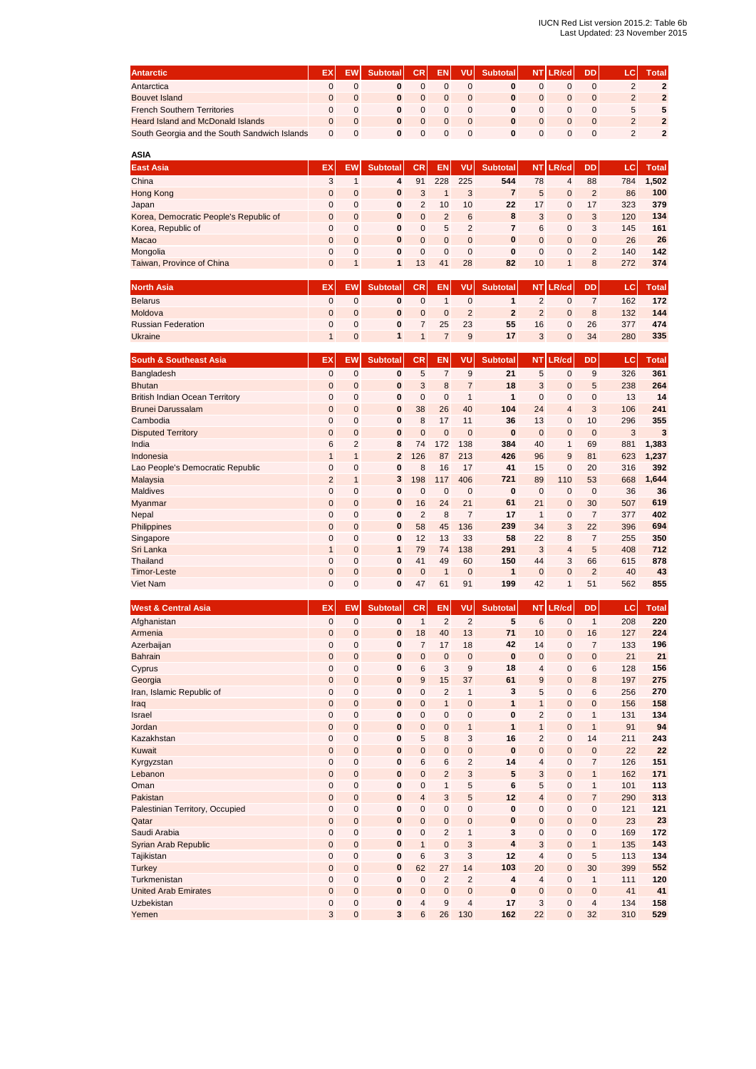| Antarctic | EX | EW | Subtotal | CR | EN | VU | Subtotal | NT | LR/cd | DD | LC | Total |
|---|---|---|---|---|---|---|---|---|---|---|---|---|
| Antarctica | 0 | 0 | **0** | 0 | 0 | 0 | **0** | 0 | 0 | 0 | 2 | **2** |
| Bouvet Island | 0 | 0 | **0** | 0 | 0 | 0 | **0** | 0 | 0 | 0 | 2 | **2** |
| French Southern Territories | 0 | 0 | **0** | 0 | 0 | 0 | **0** | 0 | 0 | 0 | 5 | **5** |
| Heard Island and McDonald Islands | 0 | 0 | **0** | 0 | 0 | 0 | **0** | 0 | 0 | 0 | 2 | **2** |
| South Georgia and the South Sandwich Islands | 0 | 0 | **0** | 0 | 0 | 0 | **0** | 0 | 0 | 0 | 2 | **2** |

**ASIA**

| East Asia | EX | EW | Subtotal | CR | EN | VU | Subtotal | NT | LR/cd | DD | LC | Total |
|---|---|---|---|---|---|---|---|---|---|---|---|---|
| China | 3 | 1 | **4** | 91 | 228 | 225 | **544** | 78 | 4 | 88 | 784 | **1,502** |
| Hong Kong | 0 | 0 | **0** | 3 | 1 | 3 | **7** | 5 | 0 | 2 | 86 | **100** |
| Japan | 0 | 0 | **0** | 2 | 10 | 10 | **22** | 17 | 0 | 17 | 323 | **379** |
| Korea, Democratic People's Republic of | 0 | 0 | **0** | 0 | 2 | 6 | **8** | 3 | 0 | 3 | 120 | **134** |
| Korea, Republic of | 0 | 0 | **0** | 0 | 5 | 2 | **7** | 6 | 0 | 3 | 145 | **161** |
| Macao | 0 | 0 | **0** | 0 | 0 | 0 | **0** | 0 | 0 | 0 | 26 | **26** |
| Mongolia | 0 | 0 | **0** | 0 | 0 | 0 | **0** | 0 | 0 | 2 | 140 | **142** |
| Taiwan, Province of China | 0 | 1 | **1** | 13 | 41 | 28 | **82** | 10 | 1 | 8 | 272 | **374** |

| North Asia | EX | EW | Subtotal | CR | EN | VU | Subtotal | NT | LR/cd | DD | LC | Total |
|---|---|---|---|---|---|---|---|---|---|---|---|---|
| Belarus | 0 | 0 | **0** | 0 | 1 | 0 | **1** | 2 | 0 | 7 | 162 | **172** |
| Moldova | 0 | 0 | **0** | 0 | 0 | 2 | **2** | 2 | 0 | 8 | 132 | **144** |
| Russian Federation | 0 | 0 | **0** | 7 | 25 | 23 | **55** | 16 | 0 | 26 | 377 | **474** |
| Ukraine | 1 | 0 | **1** | 1 | 7 | 9 | **17** | 3 | 0 | 34 | 280 | **335** |

| South & Southeast Asia | EX | EW | Subtotal | CR | EN | VU | Subtotal | NT | LR/cd | DD | LC | Total |
|---|---|---|---|---|---|---|---|---|---|---|---|---|
| Bangladesh | 0 | 0 | **0** | 5 | 7 | 9 | **21** | 5 | 0 | 9 | 326 | **361** |
| Bhutan | 0 | 0 | **0** | 3 | 8 | 7 | **18** | 3 | 0 | 5 | 238 | **264** |
| British Indian Ocean Territory | 0 | 0 | **0** | 0 | 0 | 1 | **1** | 0 | 0 | 0 | 13 | **14** |
| Brunei Darussalam | 0 | 0 | **0** | 38 | 26 | 40 | **104** | 24 | 4 | 3 | 106 | **241** |
| Cambodia | 0 | 0 | **0** | 8 | 17 | 11 | **36** | 13 | 0 | 10 | 296 | **355** |
| Disputed Territory | 0 | 0 | **0** | 0 | 0 | 0 | **0** | 0 | 0 | 0 | 3 | **3** |
| India | 6 | 2 | **8** | 74 | 172 | 138 | **384** | 40 | 1 | 69 | 881 | **1,383** |
| Indonesia | 1 | 1 | **2** | 126 | 87 | 213 | **426** | 96 | 9 | 81 | 623 | **1,237** |
| Lao People's Democratic Republic | 0 | 0 | **0** | 8 | 16 | 17 | **41** | 15 | 0 | 20 | 316 | **392** |
| Malaysia | 2 | 1 | **3** | 198 | 117 | 406 | **721** | 89 | 110 | 53 | 668 | **1,644** |
| Maldives | 0 | 0 | **0** | 0 | 0 | 0 | **0** | 0 | 0 | 0 | 36 | **36** |
| Myanmar | 0 | 0 | **0** | 16 | 24 | 21 | **61** | 21 | 0 | 30 | 507 | **619** |
| Nepal | 0 | 0 | **0** | 2 | 8 | 7 | **17** | 1 | 0 | 7 | 377 | **402** |
| Philippines | 0 | 0 | **0** | 58 | 45 | 136 | **239** | 34 | 3 | 22 | 396 | **694** |
| Singapore | 0 | 0 | **0** | 12 | 13 | 33 | **58** | 22 | 8 | 7 | 255 | **350** |
| Sri Lanka | 1 | 0 | **1** | 79 | 74 | 138 | **291** | 3 | 4 | 5 | 408 | **712** |
| Thailand | 0 | 0 | **0** | 41 | 49 | 60 | **150** | 44 | 3 | 66 | 615 | **878** |
| Timor-Leste | 0 | 0 | **0** | 0 | 1 | 0 | **1** | 0 | 0 | 2 | 40 | **43** |
| Viet Nam | 0 | 0 | **0** | 47 | 61 | 91 | **199** | 42 | 1 | 51 | 562 | **855** |

| West & Central Asia | EX | EW | Subtotal | CR | EN | VU | Subtotal | NT | LR/cd | DD | LC | Total |
|---|---|---|---|---|---|---|---|---|---|---|---|---|
| Afghanistan | 0 | 0 | **0** | 1 | 2 | 2 | **5** | 6 | 0 | 1 | 208 | **220** |
| Armenia | 0 | 0 | **0** | 18 | 40 | 13 | **71** | 10 | 0 | 16 | 127 | **224** |
| Azerbaijan | 0 | 0 | **0** | 7 | 17 | 18 | **42** | 14 | 0 | 7 | 133 | **196** |
| Bahrain | 0 | 0 | **0** | 0 | 0 | 0 | **0** | 0 | 0 | 0 | 21 | **21** |
| Cyprus | 0 | 0 | **0** | 6 | 3 | 9 | **18** | 4 | 0 | 6 | 128 | **156** |
| Georgia | 0 | 0 | **0** | 9 | 15 | 37 | **61** | 9 | 0 | 8 | 197 | **275** |
| Iran, Islamic Republic of | 0 | 0 | **0** | 0 | 2 | 1 | **3** | 5 | 0 | 6 | 256 | **270** |
| Iraq | 0 | 0 | **0** | 0 | 1 | 0 | **1** | 1 | 0 | 0 | 156 | **158** |
| Israel | 0 | 0 | **0** | 0 | 0 | 0 | **0** | 2 | 0 | 1 | 131 | **134** |
| Jordan | 0 | 0 | **0** | 0 | 0 | 1 | **1** | 1 | 0 | 1 | 91 | **94** |
| Kazakhstan | 0 | 0 | **0** | 5 | 8 | 3 | **16** | 2 | 0 | 14 | 211 | **243** |
| Kuwait | 0 | 0 | **0** | 0 | 0 | 0 | **0** | 0 | 0 | 0 | 22 | **22** |
| Kyrgyzstan | 0 | 0 | **0** | 6 | 6 | 2 | **14** | 4 | 0 | 7 | 126 | **151** |
| Lebanon | 0 | 0 | **0** | 0 | 2 | 3 | **5** | 3 | 0 | 1 | 162 | **171** |
| Oman | 0 | 0 | **0** | 0 | 1 | 5 | **6** | 5 | 0 | 1 | 101 | **113** |
| Pakistan | 0 | 0 | **0** | 4 | 3 | 5 | **12** | 4 | 0 | 7 | 290 | **313** |
| Palestinian Territory, Occupied | 0 | 0 | **0** | 0 | 0 | 0 | **0** | 0 | 0 | 0 | 121 | **121** |
| Qatar | 0 | 0 | **0** | 0 | 0 | 0 | **0** | 0 | 0 | 0 | 23 | **23** |
| Saudi Arabia | 0 | 0 | **0** | 0 | 2 | 1 | **3** | 0 | 0 | 0 | 169 | **172** |
| Syrian Arab Republic | 0 | 0 | **0** | 1 | 0 | 3 | **4** | 3 | 0 | 1 | 135 | **143** |
| Tajikistan | 0 | 0 | **0** | 6 | 3 | 3 | **12** | 4 | 0 | 5 | 113 | **134** |
| Turkey | 0 | 0 | **0** | 62 | 27 | 14 | **103** | 20 | 0 | 30 | 399 | **552** |
| Turkmenistan | 0 | 0 | **0** | 0 | 2 | 2 | **4** | 4 | 0 | 1 | 111 | **120** |
| United Arab Emirates | 0 | 0 | **0** | 0 | 0 | 0 | **0** | 0 | 0 | 0 | 41 | **41** |
| Uzbekistan | 0 | 0 | **0** | 4 | 9 | 4 | **17** | 3 | 0 | 4 | 134 | **158** |
| Yemen | 3 | 0 | **3** | 6 | 26 | 130 | **162** | 22 | 0 | 32 | 310 | **529** |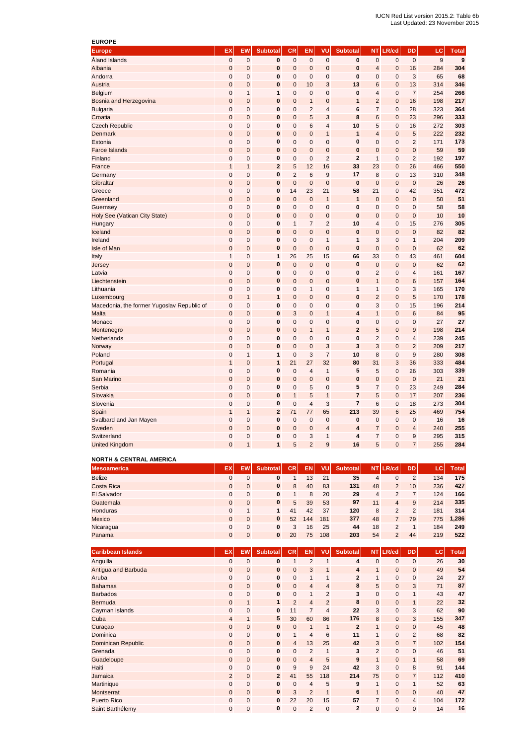IUCN Red List version 2015.2: Table 6b
Last Updated: 23 November 2015

**EUROPE**

| Europe | EX | EW | Subtotal | CR | EN | VU | Subtotal | NT | LR/cd | DD | LC | Total |
|---|---|---|---|---|---|---|---|---|---|---|---|---|
| Åland Islands | 0 | 0 | **0** | 0 | 0 | 0 | **0** | 0 | 0 | 0 | 9 | **9** |
| Albania | 0 | 0 | **0** | 0 | 0 | 0 | **0** | 4 | 0 | 16 | 284 | **304** |
| Andorra | 0 | 0 | **0** | 0 | 0 | 0 | **0** | 0 | 0 | 3 | 65 | **68** |
| Austria | 0 | 0 | **0** | 0 | 10 | 3 | **13** | 6 | 0 | 13 | 314 | **346** |
| Belgium | 0 | 1 | **1** | 0 | 0 | 0 | **0** | 4 | 0 | 7 | 254 | **266** |
| Bosnia and Herzegovina | 0 | 0 | **0** | 0 | 1 | 0 | **1** | 2 | 0 | 16 | 198 | **217** |
| Bulgaria | 0 | 0 | **0** | 0 | 2 | 4 | **6** | 7 | 0 | 28 | 323 | **364** |
| Croatia | 0 | 0 | **0** | 0 | 5 | 3 | **8** | 6 | 0 | 23 | 296 | **333** |
| Czech Republic | 0 | 0 | **0** | 0 | 6 | 4 | **10** | 5 | 0 | 16 | 272 | **303** |
| Denmark | 0 | 0 | **0** | 0 | 0 | 1 | **1** | 4 | 0 | 5 | 222 | **232** |
| Estonia | 0 | 0 | **0** | 0 | 0 | 0 | **0** | 0 | 0 | 2 | 171 | **173** |
| Faroe Islands | 0 | 0 | **0** | 0 | 0 | 0 | **0** | 0 | 0 | 0 | 59 | **59** |
| Finland | 0 | 0 | **0** | 0 | 0 | 2 | **2** | 1 | 0 | 2 | 192 | **197** |
| France | 1 | 1 | **2** | 5 | 12 | 16 | **33** | 23 | 0 | 26 | 466 | **550** |
| Germany | 0 | 0 | **0** | 2 | 6 | 9 | **17** | 8 | 0 | 13 | 310 | **348** |
| Gibraltar | 0 | 0 | **0** | 0 | 0 | 0 | **0** | 0 | 0 | 0 | 26 | **26** |
| Greece | 0 | 0 | **0** | 14 | 23 | 21 | **58** | 21 | 0 | 42 | 351 | **472** |
| Greenland | 0 | 0 | **0** | 0 | 0 | 1 | **1** | 0 | 0 | 0 | 50 | **51** |
| Guernsey | 0 | 0 | **0** | 0 | 0 | 0 | **0** | 0 | 0 | 0 | 58 | **58** |
| Holy See (Vatican City State) | 0 | 0 | **0** | 0 | 0 | 0 | **0** | 0 | 0 | 0 | 10 | **10** |
| Hungary | 0 | 0 | **0** | 1 | 7 | 2 | **10** | 4 | 0 | 15 | 276 | **305** |
| Iceland | 0 | 0 | **0** | 0 | 0 | 0 | **0** | 0 | 0 | 0 | 82 | **82** |
| Ireland | 0 | 0 | **0** | 0 | 0 | 1 | **1** | 3 | 0 | 1 | 204 | **209** |
| Isle of Man | 0 | 0 | **0** | 0 | 0 | 0 | **0** | 0 | 0 | 0 | 62 | **62** |
| Italy | 1 | 0 | **1** | 26 | 25 | 15 | **66** | 33 | 0 | 43 | 461 | **604** |
| Jersey | 0 | 0 | **0** | 0 | 0 | 0 | **0** | 0 | 0 | 0 | 62 | **62** |
| Latvia | 0 | 0 | **0** | 0 | 0 | 0 | **0** | 2 | 0 | 4 | 161 | **167** |
| Liechtenstein | 0 | 0 | **0** | 0 | 0 | 0 | **0** | 1 | 0 | 6 | 157 | **164** |
| Lithuania | 0 | 0 | **0** | 0 | 1 | 0 | **1** | 1 | 0 | 3 | 165 | **170** |
| Luxembourg | 0 | 1 | **1** | 0 | 0 | 0 | **0** | 2 | 0 | 5 | 170 | **178** |
| Macedonia, the former Yugoslav Republic of | 0 | 0 | **0** | 0 | 0 | 0 | **0** | 3 | 0 | 15 | 196 | **214** |
| Malta | 0 | 0 | **0** | 3 | 0 | 1 | **4** | 1 | 0 | 6 | 84 | **95** |
| Monaco | 0 | 0 | **0** | 0 | 0 | 0 | **0** | 0 | 0 | 0 | 27 | **27** |
| Montenegro | 0 | 0 | **0** | 0 | 1 | 1 | **2** | 5 | 0 | 9 | 198 | **214** |
| Netherlands | 0 | 0 | **0** | 0 | 0 | 0 | **0** | 2 | 0 | 4 | 239 | **245** |
| Norway | 0 | 0 | **0** | 0 | 0 | 3 | **3** | 3 | 0 | 2 | 209 | **217** |
| Poland | 0 | 1 | **1** | 0 | 3 | 7 | **10** | 8 | 0 | 9 | 280 | **308** |
| Portugal | 1 | 0 | **1** | 21 | 27 | 32 | **80** | 31 | 3 | 36 | 333 | **484** |
| Romania | 0 | 0 | **0** | 0 | 4 | 1 | **5** | 5 | 0 | 26 | 303 | **339** |
| San Marino | 0 | 0 | **0** | 0 | 0 | 0 | **0** | 0 | 0 | 0 | 21 | **21** |
| Serbia | 0 | 0 | **0** | 0 | 5 | 0 | **5** | 7 | 0 | 23 | 249 | **284** |
| Slovakia | 0 | 0 | **0** | 1 | 5 | 1 | **7** | 5 | 0 | 17 | 207 | **236** |
| Slovenia | 0 | 0 | **0** | 0 | 4 | 3 | **7** | 6 | 0 | 18 | 273 | **304** |
| Spain | 1 | 1 | **2** | 71 | 77 | 65 | **213** | 39 | 6 | 25 | 469 | **754** |
| Svalbard and Jan Mayen | 0 | 0 | **0** | 0 | 0 | 0 | **0** | 0 | 0 | 0 | 16 | **16** |
| Sweden | 0 | 0 | **0** | 0 | 0 | 4 | **4** | 7 | 0 | 4 | 240 | **255** |
| Switzerland | 0 | 0 | **0** | 0 | 3 | 1 | **4** | 7 | 0 | 9 | 295 | **315** |
| United Kingdom | 0 | 1 | **1** | 5 | 2 | 9 | **16** | 5 | 0 | 7 | 255 | **284** |

**NORTH & CENTRAL AMERICA**

| Mesoamerica | EX | EW | Subtotal | CR | EN | VU | Subtotal | NT | LR/cd | DD | LC | Total |
|---|---|---|---|---|---|---|---|---|---|---|---|---|
| Belize | 0 | 0 | **0** | 1 | 13 | 21 | **35** | 4 | 0 | 2 | 134 | **175** |
| Costa Rica | 0 | 0 | **0** | 8 | 40 | 83 | **131** | 48 | 2 | 10 | 236 | **427** |
| El Salvador | 0 | 0 | **0** | 1 | 8 | 20 | **29** | 4 | 2 | 7 | 124 | **166** |
| Guatemala | 0 | 0 | **0** | 5 | 39 | 53 | **97** | 11 | 4 | 9 | 214 | **335** |
| Honduras | 0 | 1 | **1** | 41 | 42 | 37 | **120** | 8 | 2 | 2 | 181 | **314** |
| Mexico | 0 | 0 | **0** | 52 | 144 | 181 | **377** | 48 | 7 | 79 | 775 | **1,286** |
| Nicaragua | 0 | 0 | **0** | 3 | 16 | 25 | **44** | 18 | 2 | 1 | 184 | **249** |
| Panama | 0 | 0 | **0** | 20 | 75 | 108 | **203** | 54 | 2 | 44 | 219 | **522** |

| Caribbean Islands | EX | EW | Subtotal | CR | EN | VU | Subtotal | NT | LR/cd | DD | LC | Total |
|---|---|---|---|---|---|---|---|---|---|---|---|---|
| Anguilla | 0 | 0 | **0** | 1 | 2 | 1 | **4** | 0 | 0 | 0 | 26 | **30** |
| Antigua and Barbuda | 0 | 0 | **0** | 0 | 3 | 1 | **4** | 1 | 0 | 0 | 49 | **54** |
| Aruba | 0 | 0 | **0** | 0 | 1 | 1 | **2** | 1 | 0 | 0 | 24 | **27** |
| Bahamas | 0 | 0 | **0** | 0 | 4 | 4 | **8** | 5 | 0 | 3 | 71 | **87** |
| Barbados | 0 | 0 | **0** | 0 | 1 | 2 | **3** | 0 | 0 | 1 | 43 | **47** |
| Bermuda | 0 | 1 | **1** | 2 | 4 | 2 | **8** | 0 | 0 | 1 | 22 | **32** |
| Cayman Islands | 0 | 0 | **0** | 11 | 7 | 4 | **22** | 3 | 0 | 3 | 62 | **90** |
| Cuba | 4 | 1 | **5** | 30 | 60 | 86 | **176** | 8 | 0 | 3 | 155 | **347** |
| Curaçao | 0 | 0 | **0** | 0 | 1 | 1 | **2** | 1 | 0 | 0 | 45 | **48** |
| Dominica | 0 | 0 | **0** | 1 | 4 | 6 | **11** | 1 | 0 | 2 | 68 | **82** |
| Dominican Republic | 0 | 0 | **0** | 4 | 13 | 25 | **42** | 3 | 0 | 7 | 102 | **154** |
| Grenada | 0 | 0 | **0** | 0 | 2 | 1 | **3** | 2 | 0 | 0 | 46 | **51** |
| Guadeloupe | 0 | 0 | **0** | 0 | 4 | 5 | **9** | 1 | 0 | 1 | 58 | **69** |
| Haiti | 0 | 0 | **0** | 9 | 9 | 24 | **42** | 3 | 0 | 8 | 91 | **144** |
| Jamaica | 2 | 0 | **2** | 41 | 55 | 118 | **214** | 75 | 0 | 7 | 112 | **410** |
| Martinique | 0 | 0 | **0** | 0 | 4 | 5 | **9** | 1 | 0 | 1 | 52 | **63** |
| Montserrat | 0 | 0 | **0** | 3 | 2 | 1 | **6** | 1 | 0 | 0 | 40 | **47** |
| Puerto Rico | 0 | 0 | **0** | 22 | 20 | 15 | **57** | 7 | 0 | 4 | 104 | **172** |
| Saint Barthélemy | 0 | 0 | **0** | 0 | 2 | 0 | **2** | 0 | 0 | 0 | 14 | **16** |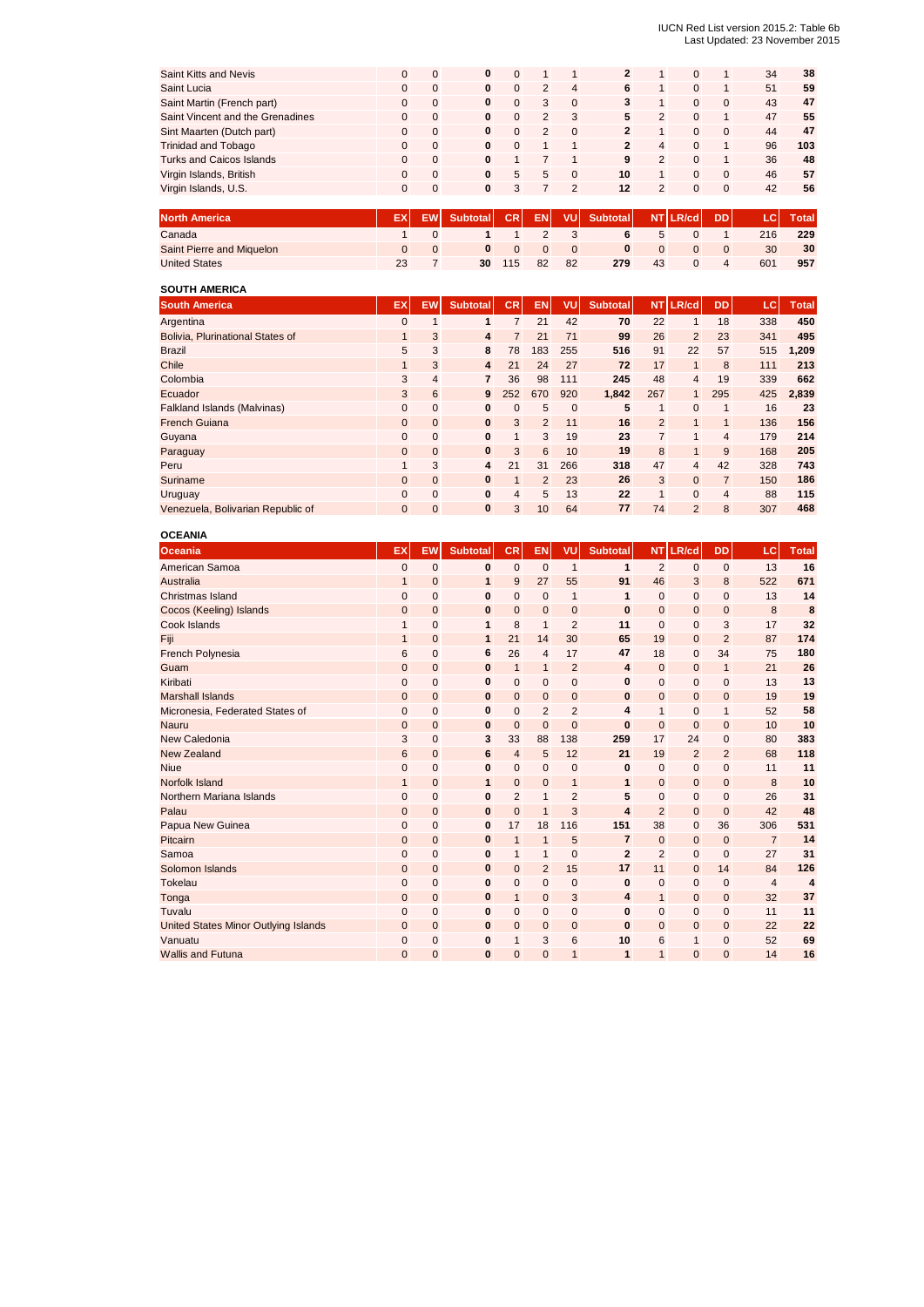| | EX | EW | Subtotal | CR | EN | VU | Subtotal | NT | LR/cd | DD | LC | Total |
|---|---|---|---|---|---|---|---|---|---|---|---|---|
| Saint Kitts and Nevis | 0 | 0 | **0** | 0 | 1 | 1 | **2** | 1 | 0 | 1 | 34 | **38** |
| Saint Lucia | 0 | 0 | **0** | 0 | 2 | 4 | **6** | 1 | 0 | 1 | 51 | **59** |
| Saint Martin (French part) | 0 | 0 | **0** | 0 | 3 | 0 | **3** | 1 | 0 | 0 | 43 | **47** |
| Saint Vincent and the Grenadines | 0 | 0 | **0** | 0 | 2 | 3 | **5** | 2 | 0 | 1 | 47 | **55** |
| Sint Maarten (Dutch part) | 0 | 0 | **0** | 0 | 2 | 0 | **2** | 1 | 0 | 0 | 44 | **47** |
| Trinidad and Tobago | 0 | 0 | **0** | 0 | 1 | 1 | **2** | 4 | 0 | 1 | 96 | **103** |
| Turks and Caicos Islands | 0 | 0 | **0** | 1 | 7 | 1 | **9** | 2 | 0 | 1 | 36 | **48** |
| Virgin Islands, British | 0 | 0 | **0** | 5 | 5 | 0 | **10** | 1 | 0 | 0 | 46 | **57** |
| Virgin Islands, U.S. | 0 | 0 | **0** | 3 | 7 | 2 | **12** | 2 | 0 | 0 | 42 | **56** |

| North America | EX | EW | Subtotal | CR | EN | VU | Subtotal | NT | LR/cd | DD | LC | Total |
|---|---|---|---|---|---|---|---|---|---|---|---|---|
| Canada | 1 | 0 | **1** | 1 | 2 | 3 | **6** | 5 | 0 | 1 | 216 | **229** |
| Saint Pierre and Miquelon | 0 | 0 | **0** | 0 | 0 | 0 | **0** | 0 | 0 | 0 | 30 | **30** |
| United States | 23 | 7 | **30** | 115 | 82 | 82 | **279** | 43 | 0 | 4 | 601 | **957** |

**SOUTH AMERICA**

| South America | EX | EW | Subtotal | CR | EN | VU | Subtotal | NT | LR/cd | DD | LC | Total |
|---|---|---|---|---|---|---|---|---|---|---|---|---|
| Argentina | 0 | 1 | **1** | 7 | 21 | 42 | **70** | 22 | 1 | 18 | 338 | **450** |
| Bolivia, Plurinational States of | 1 | 3 | **4** | 7 | 21 | 71 | **99** | 26 | 2 | 23 | 341 | **495** |
| Brazil | 5 | 3 | **8** | 78 | 183 | 255 | **516** | 91 | 22 | 57 | 515 | **1,209** |
| Chile | 1 | 3 | **4** | 21 | 24 | 27 | **72** | 17 | 1 | 8 | 111 | **213** |
| Colombia | 3 | 4 | **7** | 36 | 98 | 111 | **245** | 48 | 4 | 19 | 339 | **662** |
| Ecuador | 3 | 6 | **9** | 252 | 670 | 920 | **1,842** | 267 | 1 | 295 | 425 | **2,839** |
| Falkland Islands (Malvinas) | 0 | 0 | **0** | 0 | 5 | 0 | **5** | 1 | 0 | 1 | 16 | **23** |
| French Guiana | 0 | 0 | **0** | 3 | 2 | 11 | **16** | 2 | 1 | 1 | 136 | **156** |
| Guyana | 0 | 0 | **0** | 1 | 3 | 19 | **23** | 7 | 1 | 4 | 179 | **214** |
| Paraguay | 0 | 0 | **0** | 3 | 6 | 10 | **19** | 8 | 1 | 9 | 168 | **205** |
| Peru | 1 | 3 | **4** | 21 | 31 | 266 | **318** | 47 | 4 | 42 | 328 | **743** |
| Suriname | 0 | 0 | **0** | 1 | 2 | 23 | **26** | 3 | 0 | 7 | 150 | **186** |
| Uruguay | 0 | 0 | **0** | 4 | 5 | 13 | **22** | 1 | 0 | 4 | 88 | **115** |
| Venezuela, Bolivarian Republic of | 0 | 0 | **0** | 3 | 10 | 64 | **77** | 74 | 2 | 8 | 307 | **468** |

**OCEANIA**

| Oceania | EX | EW | Subtotal | CR | EN | VU | Subtotal | NT | LR/cd | DD | LC | Total |
|---|---|---|---|---|---|---|---|---|---|---|---|---|
| American Samoa | 0 | 0 | **0** | 0 | 0 | 1 | **1** | 2 | 0 | 0 | 13 | **16** |
| Australia | 1 | 0 | **1** | 9 | 27 | 55 | **91** | 46 | 3 | 8 | 522 | **671** |
| Christmas Island | 0 | 0 | **0** | 0 | 0 | 1 | **1** | 0 | 0 | 0 | 13 | **14** |
| Cocos (Keeling) Islands | 0 | 0 | **0** | 0 | 0 | 0 | **0** | 0 | 0 | 0 | 8 | **8** |
| Cook Islands | 1 | 0 | **1** | 8 | 1 | 2 | **11** | 0 | 0 | 3 | 17 | **32** |
| Fiji | 1 | 0 | **1** | 21 | 14 | 30 | **65** | 19 | 0 | 2 | 87 | **174** |
| French Polynesia | 6 | 0 | **6** | 26 | 4 | 17 | **47** | 18 | 0 | 34 | 75 | **180** |
| Guam | 0 | 0 | **0** | 1 | 1 | 2 | **4** | 0 | 0 | 1 | 21 | **26** |
| Kiribati | 0 | 0 | **0** | 0 | 0 | 0 | **0** | 0 | 0 | 0 | 13 | **13** |
| Marshall Islands | 0 | 0 | **0** | 0 | 0 | 0 | **0** | 0 | 0 | 0 | 19 | **19** |
| Micronesia, Federated States of | 0 | 0 | **0** | 0 | 2 | 2 | **4** | 1 | 0 | 1 | 52 | **58** |
| Nauru | 0 | 0 | **0** | 0 | 0 | 0 | **0** | 0 | 0 | 0 | 10 | **10** |
| New Caledonia | 3 | 0 | **3** | 33 | 88 | 138 | **259** | 17 | 24 | 0 | 80 | **383** |
| New Zealand | 6 | 0 | **6** | 4 | 5 | 12 | **21** | 19 | 2 | 2 | 68 | **118** |
| Niue | 0 | 0 | **0** | 0 | 0 | 0 | **0** | 0 | 0 | 0 | 11 | **11** |
| Norfolk Island | 1 | 0 | **1** | 0 | 0 | 1 | **1** | 0 | 0 | 0 | 8 | **10** |
| Northern Mariana Islands | 0 | 0 | **0** | 2 | 1 | 2 | **5** | 0 | 0 | 0 | 26 | **31** |
| Palau | 0 | 0 | **0** | 0 | 1 | 3 | **4** | 2 | 0 | 0 | 42 | **48** |
| Papua New Guinea | 0 | 0 | **0** | 17 | 18 | 116 | **151** | 38 | 0 | 36 | 306 | **531** |
| Pitcairn | 0 | 0 | **0** | 1 | 1 | 5 | **7** | 0 | 0 | 0 | 7 | **14** |
| Samoa | 0 | 0 | **0** | 1 | 1 | 0 | **2** | 2 | 0 | 0 | 27 | **31** |
| Solomon Islands | 0 | 0 | **0** | 0 | 2 | 15 | **17** | 11 | 0 | 14 | 84 | **126** |
| Tokelau | 0 | 0 | **0** | 0 | 0 | 0 | **0** | 0 | 0 | 0 | 4 | **4** |
| Tonga | 0 | 0 | **0** | 1 | 0 | 3 | **4** | 1 | 0 | 0 | 32 | **37** |
| Tuvalu | 0 | 0 | **0** | 0 | 0 | 0 | **0** | 0 | 0 | 0 | 11 | **11** |
| United States Minor Outlying Islands | 0 | 0 | **0** | 0 | 0 | 0 | **0** | 0 | 0 | 0 | 22 | **22** |
| Vanuatu | 0 | 0 | **0** | 1 | 3 | 6 | **10** | 6 | 1 | 0 | 52 | **69** |
| Wallis and Futuna | 0 | 0 | **0** | 0 | 0 | 1 | **1** | 1 | 0 | 0 | 14 | **16** |